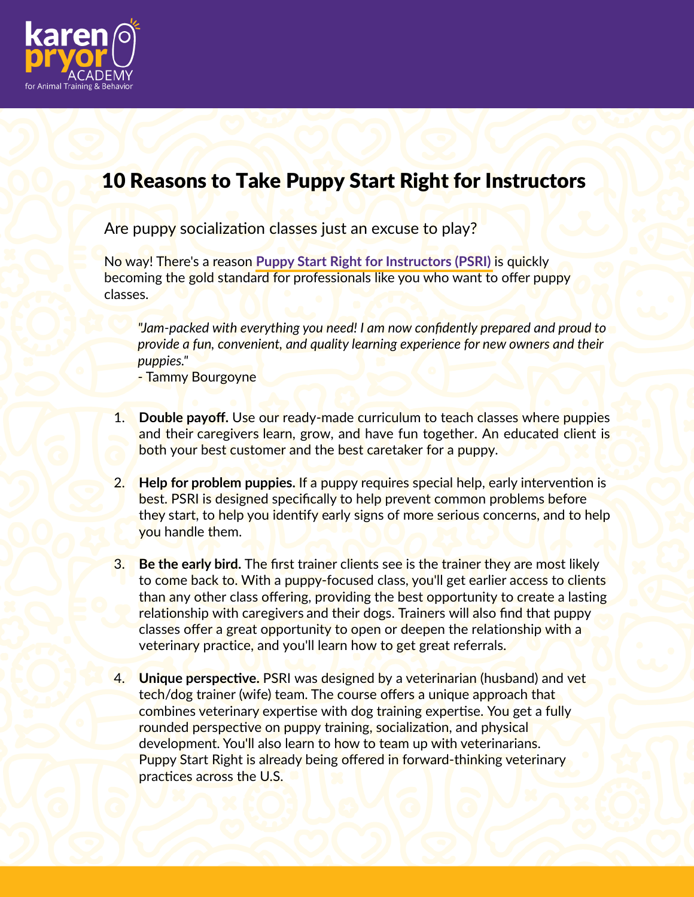karen pryor ACADEMY for Animal Training & Behavior

# 10 Reasons to Take Puppy Start Right for Instructors

Are puppy socialization classes just an excuse to play?

No way! There's a reason **Puppy Start Right for Instructors (PSRI)** is quickly becoming the gold standard for professionals like you who want to offer puppy classes.

> *"Jam-packed with everything you need! I am now confidently prepared and proud to provide a fun, convenient, and quality learning experience for new owners and their puppies."*
> - Tammy Bourgoyne

1. **Double payoff.** Use our ready-made curriculum to teach classes where puppies and their caregivers learn, grow, and have fun together. An educated client is both your best customer and the best caretaker for a puppy.

2. **Help for problem puppies.** If a puppy requires special help, early intervention is best. PSRI is designed specifically to help prevent common problems before they start, to help you identify early signs of more serious concerns, and to help you handle them.

3. **Be the early bird.** The first trainer clients see is the trainer they are most likely to come back to. With a puppy-focused class, you'll get earlier access to clients than any other class offering, providing the best opportunity to create a lasting relationship with caregivers and their dogs. Trainers will also find that puppy classes offer a great opportunity to open or deepen the relationship with a veterinary practice, and you'll learn how to get great referrals.

4. **Unique perspective.** PSRI was designed by a veterinarian (husband) and vet tech/dog trainer (wife) team. The course offers a unique approach that combines veterinary expertise with dog training expertise. You get a fully rounded perspective on puppy training, socialization, and physical development. You'll also learn to how to team up with veterinarians. Puppy Start Right is already being offered in forward-thinking veterinary practices across the U.S.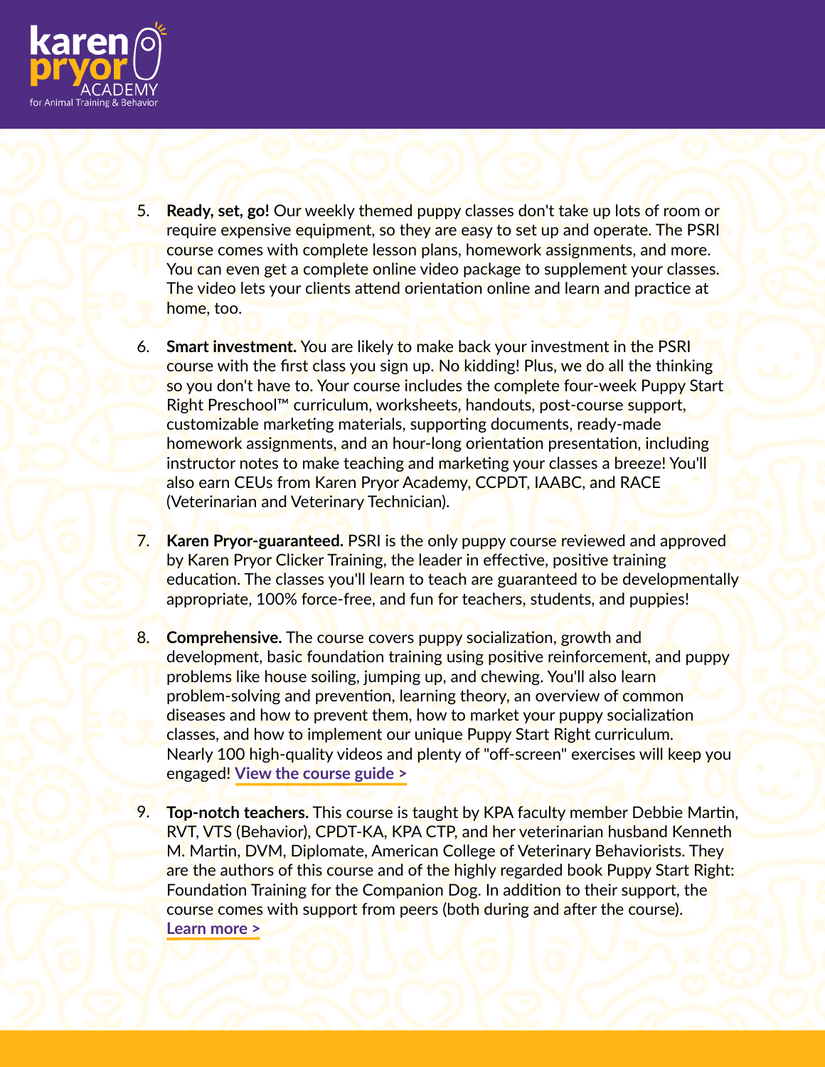5. **Ready, set, go!** Our weekly themed puppy classes don't take up lots of room or require expensive equipment, so they are easy to set up and operate. The PSRI course comes with complete lesson plans, homework assignments, and more. You can even get a complete online video package to supplement your classes. The video lets your clients attend orientation online and learn and practice at home, too.

6. **Smart investment.** You are likely to make back your investment in the PSRI course with the first class you sign up. No kidding! Plus, we do all the thinking so you don't have to. Your course includes the complete four-week Puppy Start Right Preschool™ curriculum, worksheets, handouts, post-course support, customizable marketing materials, supporting documents, ready-made homework assignments, and an hour-long orientation presentation, including instructor notes to make teaching and marketing your classes a breeze! You'll also earn CEUs from Karen Pryor Academy, CCPDT, IAABC, and RACE (Veterinarian and Veterinary Technician).

7. **Karen Pryor-guaranteed.** PSRI is the only puppy course reviewed and approved by Karen Pryor Clicker Training, the leader in effective, positive training education. The classes you'll learn to teach are guaranteed to be developmentally appropriate, 100% force-free, and fun for teachers, students, and puppies!

8. **Comprehensive.** The course covers puppy socialization, growth and development, basic foundation training using positive reinforcement, and puppy problems like house soiling, jumping up, and chewing. You'll also learn problem-solving and prevention, learning theory, an overview of common diseases and how to prevent them, how to market your puppy socialization classes, and how to implement our unique Puppy Start Right curriculum. Nearly 100 high-quality videos and plenty of "off-screen" exercises will keep you engaged! **View the course guide >**

9. **Top-notch teachers.** This course is taught by KPA faculty member Debbie Martin, RVT, VTS (Behavior), CPDT-KA, KPA CTP, and her veterinarian husband Kenneth M. Martin, DVM, Diplomate, American College of Veterinary Behaviorists. They are the authors of this course and of the highly regarded book Puppy Start Right: Foundation Training for the Companion Dog. In addition to their support, the course comes with support from peers (both during and after the course). **Learn more >**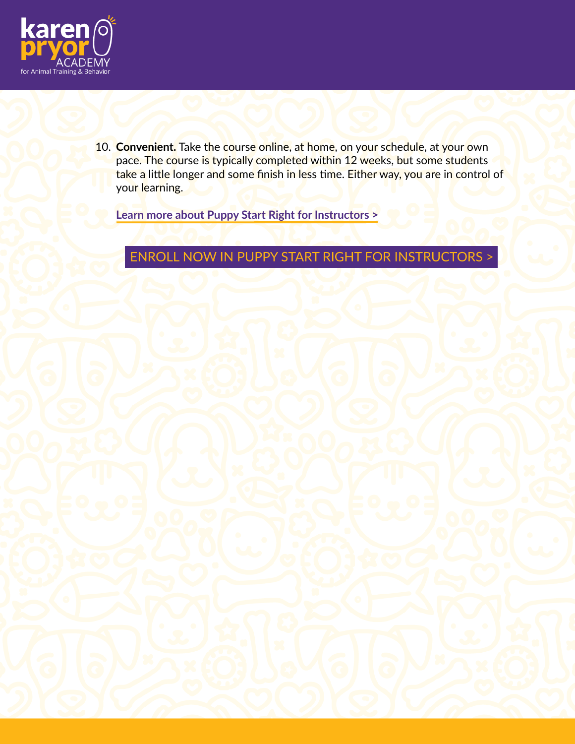10. **Convenient.** Take the course online, at home, on your schedule, at your own pace. The course is typically completed within 12 weeks, but some students take a little longer and some finish in less time. Either way, you are in control of your learning.

**Learn more about Puppy Start Right for Instructors >**

ENROLL NOW IN PUPPY START RIGHT FOR INSTRUCTORS >